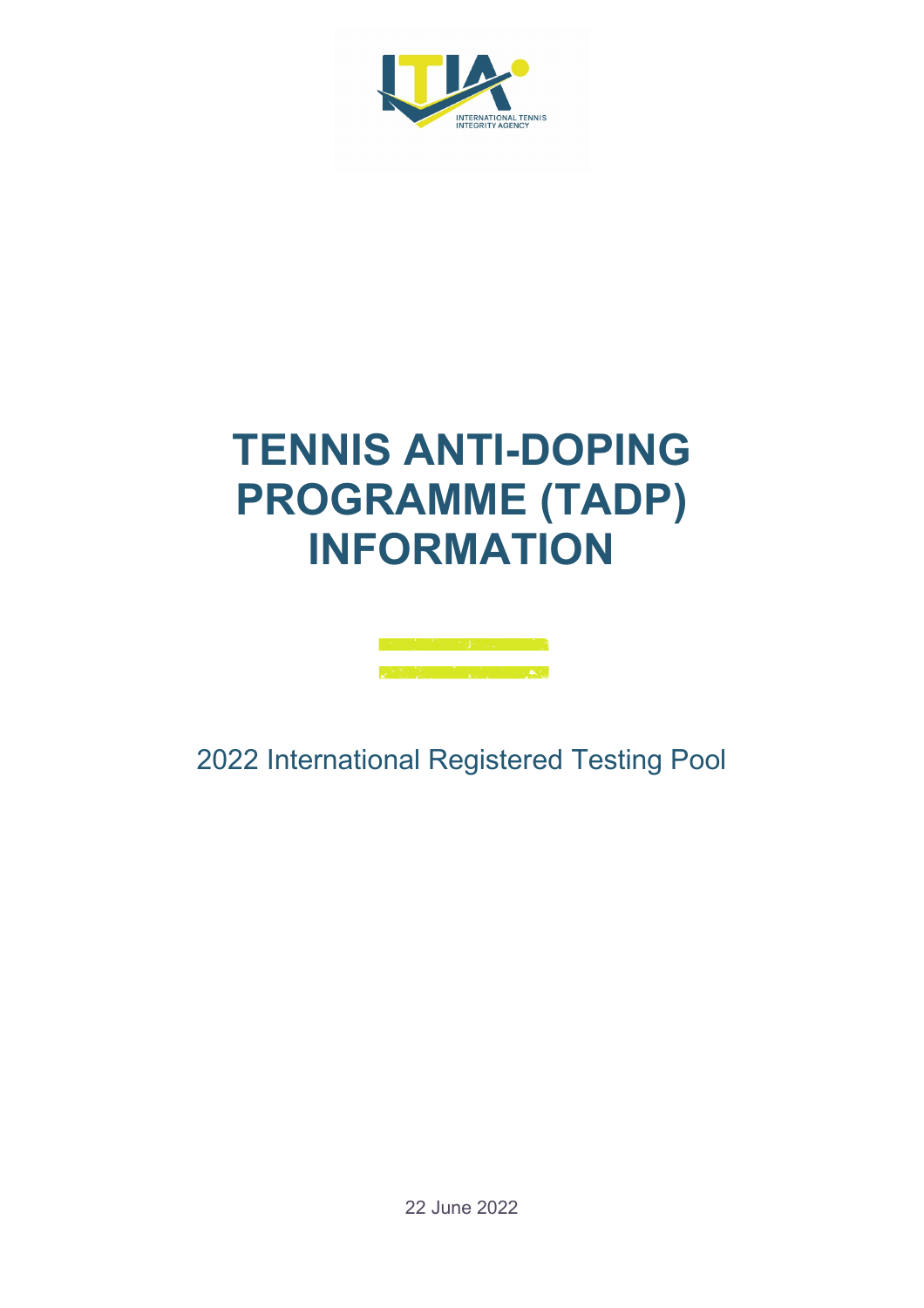# TENNIS ANTI-DOPING PROGRAMME (TADP) INFORMATION

2022 International Registered Testing Pool

22 June 2022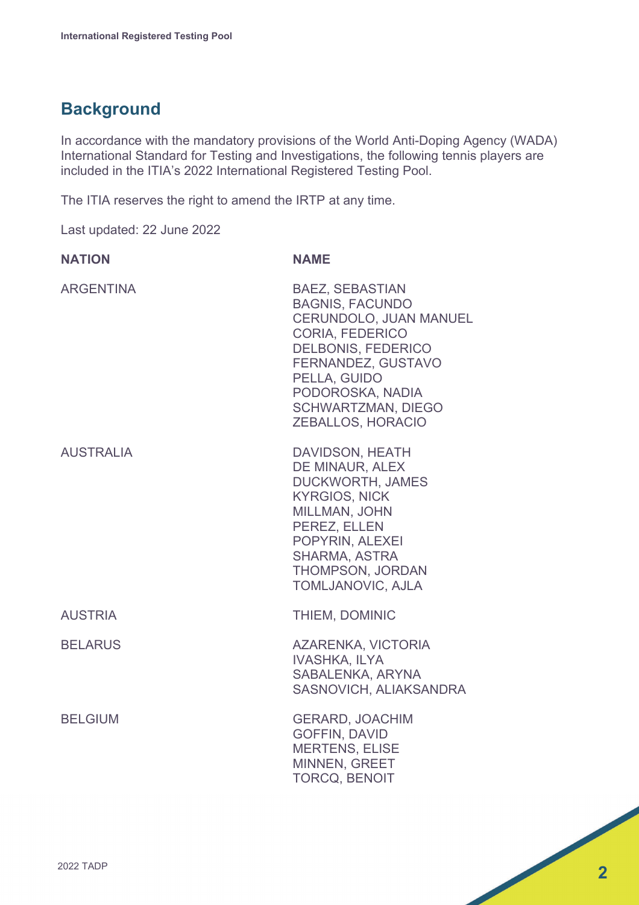## Background

In accordance with the mandatory provisions of the World Anti-Doping Agency (WADA) International Standard for Testing and Investigations, the following tennis players are included in the ITIA's 2022 International Registered Testing Pool.

The ITIA reserves the right to amend the IRTP at any time.

Last updated: 22 June 2022

| NATION | NAME |
|---|---|
| ARGENTINA | BAEZ, SEBASTIAN<br>BAGNIS, FACUNDO<br>CERUNDOLO, JUAN MANUEL<br>CORIA, FEDERICO<br>DELBONIS, FEDERICO<br>FERNANDEZ, GUSTAVO<br>PELLA, GUIDO<br>PODOROSKA, NADIA<br>SCHWARTZMAN, DIEGO<br>ZEBALLOS, HORACIO |
| AUSTRALIA | DAVIDSON, HEATH<br>DE MINAUR, ALEX<br>DUCKWORTH, JAMES<br>KYRGIOS, NICK<br>MILLMAN, JOHN<br>PEREZ, ELLEN<br>POPYRIN, ALEXEI<br>SHARMA, ASTRA<br>THOMPSON, JORDAN<br>TOMLJANOVIC, AJLA |
| AUSTRIA | THIEM, DOMINIC |
| BELARUS | AZARENKA, VICTORIA<br>IVASHKA, ILYA<br>SABALENKA, ARYNA<br>SASNOVICH, ALIAKSANDRA |
| BELGIUM | GERARD, JOACHIM<br>GOFFIN, DAVID<br>MERTENS, ELISE<br>MINNEN, GREET<br>TORCQ, BENOIT |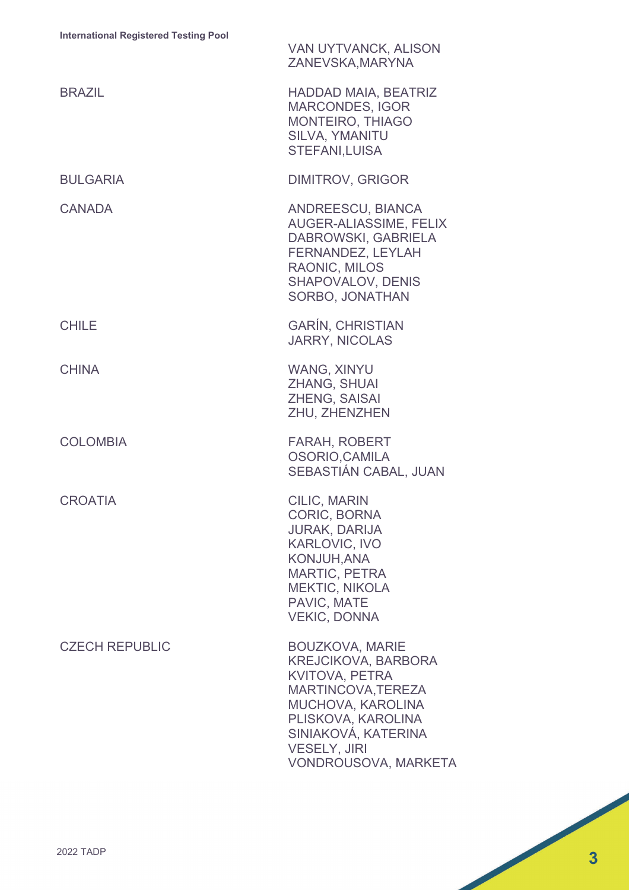| | |
|---|---|
| | VAN UYTVANCK, ALISON<br>ZANEVSKA,MARYNA |
| BRAZIL | HADDAD MAIA, BEATRIZ<br>MARCONDES, IGOR<br>MONTEIRO, THIAGO<br>SILVA, YMANITU<br>STEFANI,LUISA |
| BULGARIA | DIMITROV, GRIGOR |
| CANADA | ANDREESCU, BIANCA<br>AUGER-ALIASSIME, FELIX<br>DABROWSKI, GABRIELA<br>FERNANDEZ, LEYLAH<br>RAONIC, MILOS<br>SHAPOVALOV, DENIS<br>SORBO, JONATHAN |
| CHILE | GARÍN, CHRISTIAN<br>JARRY, NICOLAS |
| CHINA | WANG, XINYU<br>ZHANG, SHUAI<br>ZHENG, SAISAI<br>ZHU, ZHENZHEN |
| COLOMBIA | FARAH, ROBERT<br>OSORIO,CAMILA<br>SEBASTIÁN CABAL, JUAN |
| CROATIA | CILIC, MARIN<br>CORIC, BORNA<br>JURAK, DARIJA<br>KARLOVIC, IVO<br>KONJUH,ANA<br>MARTIC, PETRA<br>MEKTIC, NIKOLA<br>PAVIC, MATE<br>VEKIC, DONNA |
| CZECH REPUBLIC | BOUZKOVA, MARIE<br>KREJCIKOVA, BARBORA<br>KVITOVA, PETRA<br>MARTINCOVA,TEREZA<br>MUCHOVA, KAROLINA<br>PLISKOVA, KAROLINA<br>SINIAKOVÁ, KATERINA<br>VESELY, JIRI<br>VONDROUSOVA, MARKETA |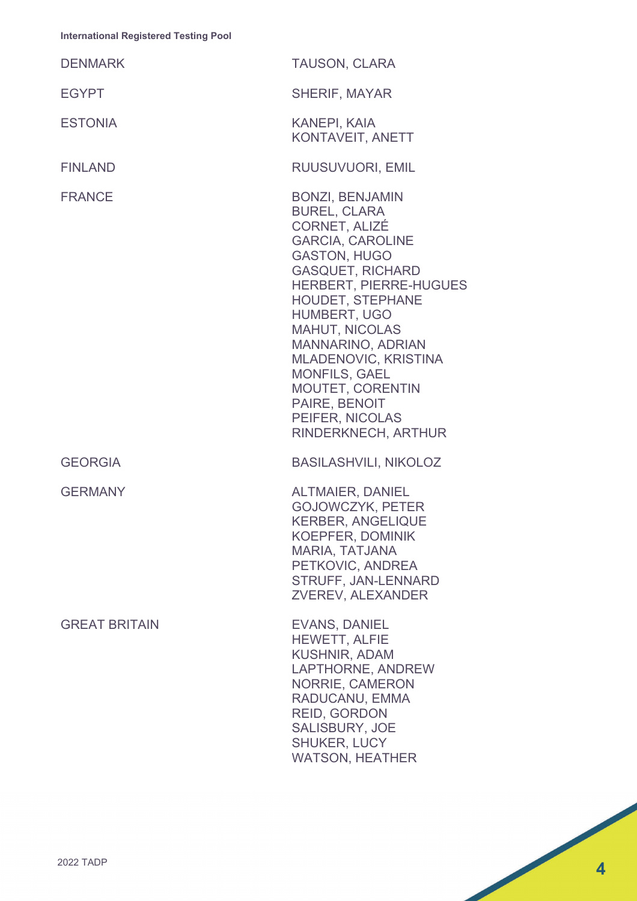International Registered Testing Pool

| | |
|---|---|
| DENMARK | TAUSON, CLARA |
| EGYPT | SHERIF, MAYAR |
| ESTONIA | KANEPI, KAIA<br>KONTAVEIT, ANETT |
| FINLAND | RUUSUVUORI, EMIL |
| FRANCE | BONZI, BENJAMIN<br>BUREL, CLARA<br>CORNET, ALIZÉ<br>GARCIA, CAROLINE<br>GASTON, HUGO<br>GASQUET, RICHARD<br>HERBERT, PIERRE-HUGUES<br>HOUDET, STEPHANE<br>HUMBERT, UGO<br>MAHUT, NICOLAS<br>MANNARINO, ADRIAN<br>MLADENOVIC, KRISTINA<br>MONFILS, GAEL<br>MOUTET, CORENTIN<br>PAIRE, BENOIT<br>PEIFER, NICOLAS<br>RINDERKNECH, ARTHUR |
| GEORGIA | BASILASHVILI, NIKOLOZ |
| GERMANY | ALTMAIER, DANIEL<br>GOJOWCZYK, PETER<br>KERBER, ANGELIQUE<br>KOEPFER, DOMINIK<br>MARIA, TATJANA<br>PETKOVIC, ANDREA<br>STRUFF, JAN-LENNARD<br>ZVEREV, ALEXANDER |
| GREAT BRITAIN | EVANS, DANIEL<br>HEWETT, ALFIE<br>KUSHNIR, ADAM<br>LAPTHORNE, ANDREW<br>NORRIE, CAMERON<br>RADUCANU, EMMA<br>REID, GORDON<br>SALISBURY, JOE<br>SHUKER, LUCY<br>WATSON, HEATHER |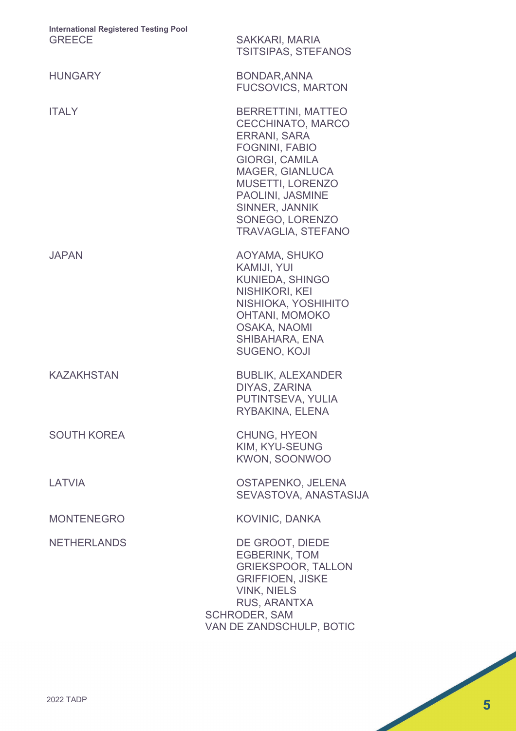**International Registered Testing Pool**

| | |
|---|---|
| GREECE | SAKKARI, MARIA<br>TSITSIPAS, STEFANOS |
| HUNGARY | BONDAR,ANNA<br>FUCSOVICS, MARTON |
| ITALY | BERRETTINI, MATTEO<br>CECCHINATO, MARCO<br>ERRANI, SARA<br>FOGNINI, FABIO<br>GIORGI, CAMILA<br>MAGER, GIANLUCA<br>MUSETTI, LORENZO<br>PAOLINI, JASMINE<br>SINNER, JANNIK<br>SONEGO, LORENZO<br>TRAVAGLIA, STEFANO |
| JAPAN | AOYAMA, SHUKO<br>KAMIJI, YUI<br>KUNIEDA, SHINGO<br>NISHIKORI, KEI<br>NISHIOKA, YOSHIHITO<br>OHTANI, MOMOKO<br>OSAKA, NAOMI<br>SHIBAHARA, ENA<br>SUGENO, KOJI |
| KAZAKHSTAN | BUBLIK, ALEXANDER<br>DIYAS, ZARINA<br>PUTINTSEVA, YULIA<br>RYBAKINA, ELENA |
| SOUTH KOREA | CHUNG, HYEON<br>KIM, KYU-SEUNG<br>KWON, SOONWOO |
| LATVIA | OSTAPENKO, JELENA<br>SEVASTOVA, ANASTASIJA |
| MONTENEGRO | KOVINIC, DANKA |
| NETHERLANDS | DE GROOT, DIEDE<br>EGBERINK, TOM<br>GRIEKSPOOR, TALLON<br>GRIFFIOEN, JISKE<br>VINK, NIELS<br>RUS, ARANTXA<br>SCHRODER, SAM<br>VAN DE ZANDSCHULP, BOTIC |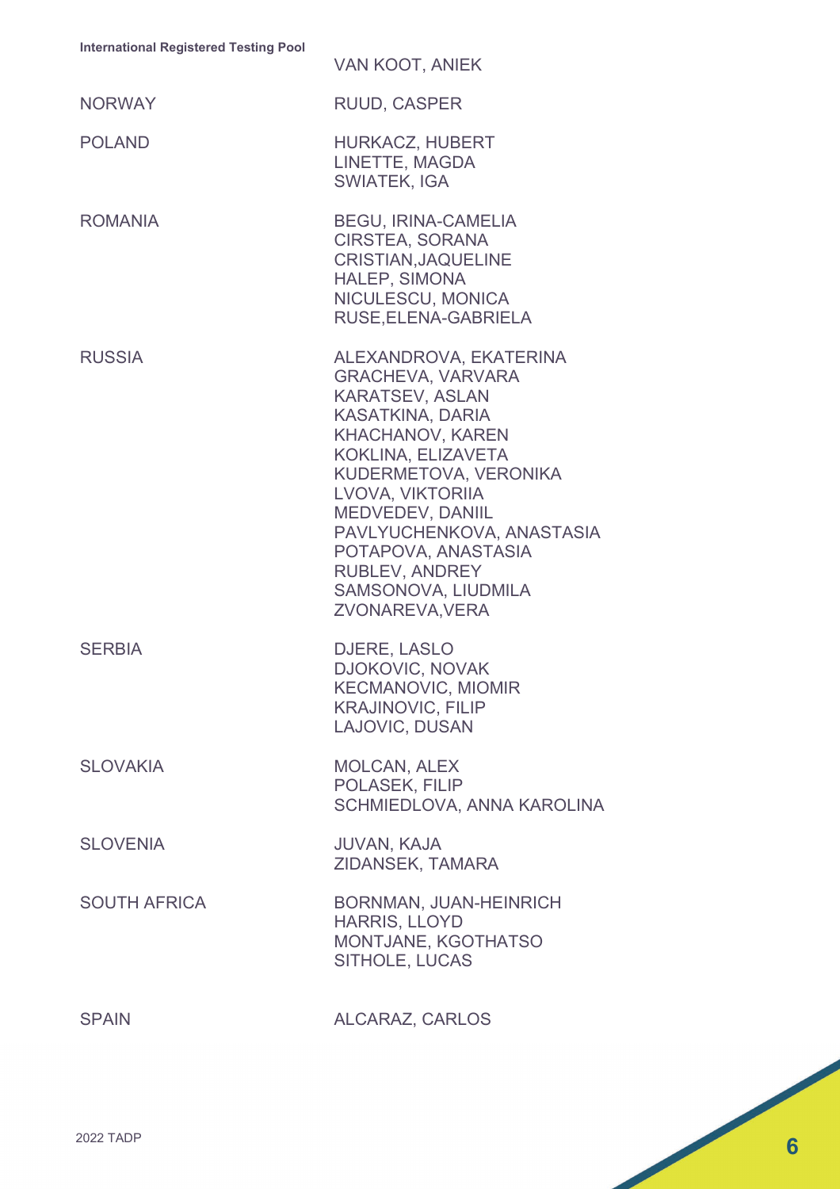| | |
|---|---|
| | VAN KOOT, ANIEK |
| NORWAY | RUUD, CASPER |
| POLAND | HURKACZ, HUBERT<br>LINETTE, MAGDA<br>SWIATEK, IGA |
| ROMANIA | BEGU, IRINA-CAMELIA<br>CIRSTEA, SORANA<br>CRISTIAN,JAQUELINE<br>HALEP, SIMONA<br>NICULESCU, MONICA<br>RUSE,ELENA-GABRIELA |
| RUSSIA | ALEXANDROVA, EKATERINA<br>GRACHEVA, VARVARA<br>KARATSEV, ASLAN<br>KASATKINA, DARIA<br>KHACHANOV, KAREN<br>KOKLINA, ELIZAVETA<br>KUDERMETOVA, VERONIKA<br>LVOVA, VIKTORIIA<br>MEDVEDEV, DANIIL<br>PAVLYUCHENKOVA, ANASTASIA<br>POTAPOVA, ANASTASIA<br>RUBLEV, ANDREY<br>SAMSONOVA, LIUDMILA<br>ZVONAREVA,VERA |
| SERBIA | DJERE, LASLO<br>DJOKOVIC, NOVAK<br>KECMANOVIC, MIOMIR<br>KRAJINOVIC, FILIP<br>LAJOVIC, DUSAN |
| SLOVAKIA | MOLCAN, ALEX<br>POLASEK, FILIP<br>SCHMIEDLOVA, ANNA KAROLINA |
| SLOVENIA | JUVAN, KAJA<br>ZIDANSEK, TAMARA |
| SOUTH AFRICA | BORNMAN, JUAN-HEINRICH<br>HARRIS, LLOYD<br>MONTJANE, KGOTHATSO<br>SITHOLE, LUCAS |
| SPAIN | ALCARAZ, CARLOS |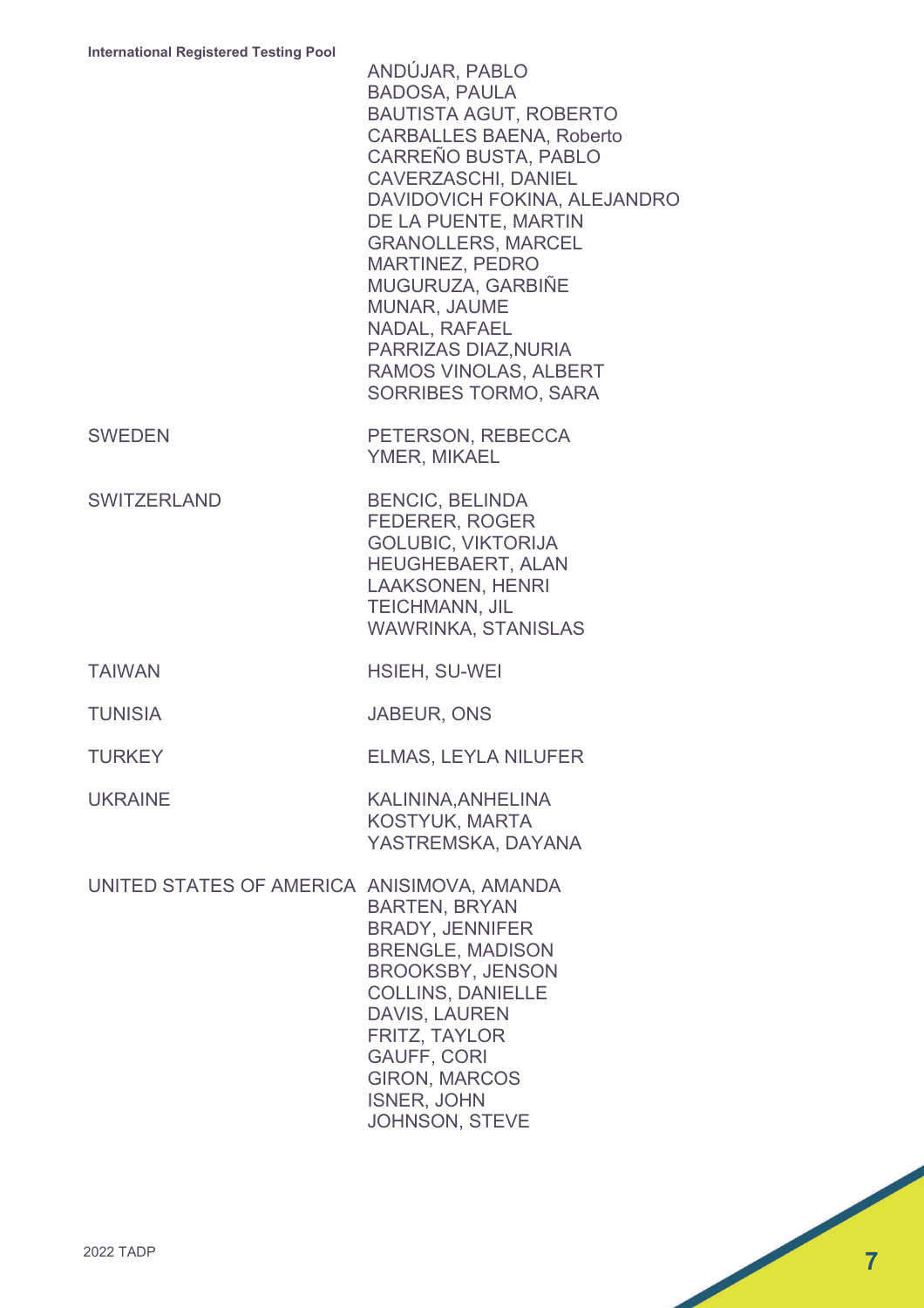**International Registered Testing Pool**

| | |
|---|---|
| | ANDÚJAR, PABLO<br>BADOSA, PAULA<br>BAUTISTA AGUT, ROBERTO<br>CARBALLES BAENA, Roberto<br>CARREÑO BUSTA, PABLO<br>CAVERZASCHI, DANIEL<br>DAVIDOVICH FOKINA, ALEJANDRO<br>DE LA PUENTE, MARTIN<br>GRANOLLERS, MARCEL<br>MARTINEZ, PEDRO<br>MUGURUZA, GARBIÑE<br>MUNAR, JAUME<br>NADAL, RAFAEL<br>PARRIZAS DIAZ,NURIA<br>RAMOS VINOLAS, ALBERT<br>SORRIBES TORMO, SARA |
| SWEDEN | PETERSON, REBECCA<br>YMER, MIKAEL |
| SWITZERLAND | BENCIC, BELINDA<br>FEDERER, ROGER<br>GOLUBIC, VIKTORIJA<br>HEUGHEBAERT, ALAN<br>LAAKSONEN, HENRI<br>TEICHMANN, JIL<br>WAWRINKA, STANISLAS |
| TAIWAN | HSIEH, SU-WEI |
| TUNISIA | JABEUR, ONS |
| TURKEY | ELMAS, LEYLA NILUFER |
| UKRAINE | KALININA,ANHELINA<br>KOSTYUK, MARTA<br>YASTREMSKA, DAYANA |
| UNITED STATES OF AMERICA | ANISIMOVA, AMANDA<br>BARTEN, BRYAN<br>BRADY, JENNIFER<br>BRENGLE, MADISON<br>BROOKSBY, JENSON<br>COLLINS, DANIELLE<br>DAVIS, LAUREN<br>FRITZ, TAYLOR<br>GAUFF, CORI<br>GIRON, MARCOS<br>ISNER, JOHN<br>JOHNSON, STEVE |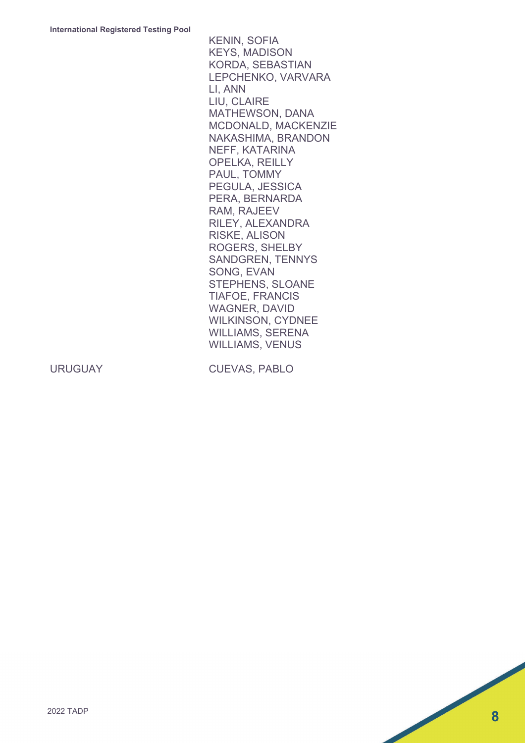KENIN, SOFIA
KEYS, MADISON
KORDA, SEBASTIAN
LEPCHENKO, VARVARA
LI, ANN
LIU, CLAIRE
MATHEWSON, DANA
MCDONALD, MACKENZIE
NAKASHIMA, BRANDON
NEFF, KATARINA
OPELKA, REILLY
PAUL, TOMMY
PEGULA, JESSICA
PERA, BERNARDA
RAM, RAJEEV
RILEY, ALEXANDRA
RISKE, ALISON
ROGERS, SHELBY
SANDGREN, TENNYS
SONG, EVAN
STEPHENS, SLOANE
TIAFOE, FRANCIS
WAGNER, DAVID
WILKINSON, CYDNEE
WILLIAMS, SERENA
WILLIAMS, VENUS

| | |
|---|---|
| URUGUAY | CUEVAS, PABLO |